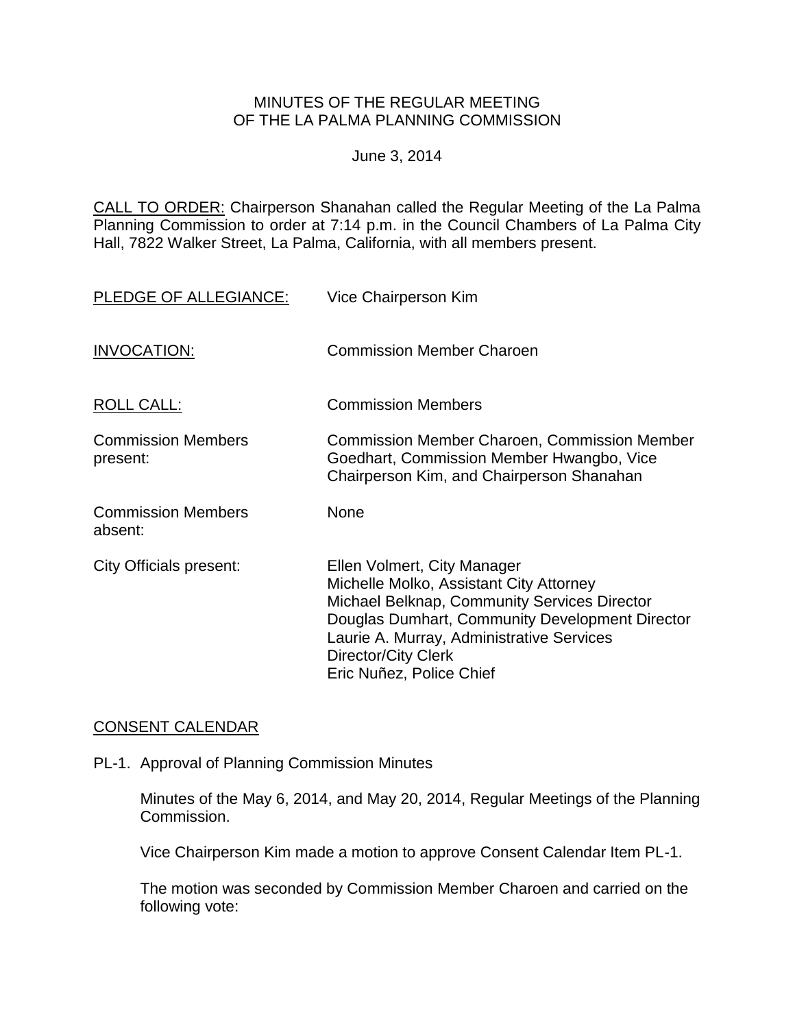MINUTES OF THE REGULAR MEETING
OF THE LA PALMA PLANNING COMMISSION

June 3, 2014

CALL TO ORDER: Chairperson Shanahan called the Regular Meeting of the La Palma Planning Commission to order at 7:14 p.m. in the Council Chambers of La Palma City Hall, 7822 Walker Street, La Palma, California, with all members present.

PLEDGE OF ALLEGIANCE: Vice Chairperson Kim

INVOCATION: Commission Member Charoen

ROLL CALL: Commission Members

Commission Members present: Commission Member Charoen, Commission Member Goedhart, Commission Member Hwangbo, Vice Chairperson Kim, and Chairperson Shanahan

Commission Members absent: None

City Officials present:
Ellen Volmert, City Manager
Michelle Molko, Assistant City Attorney
Michael Belknap, Community Services Director
Douglas Dumhart, Community Development Director
Laurie A. Murray, Administrative Services Director/City Clerk
Eric Nuñez, Police Chief

CONSENT CALENDAR

PL-1. Approval of Planning Commission Minutes

Minutes of the May 6, 2014, and May 20, 2014, Regular Meetings of the Planning Commission.

Vice Chairperson Kim made a motion to approve Consent Calendar Item PL-1.

The motion was seconded by Commission Member Charoen and carried on the following vote: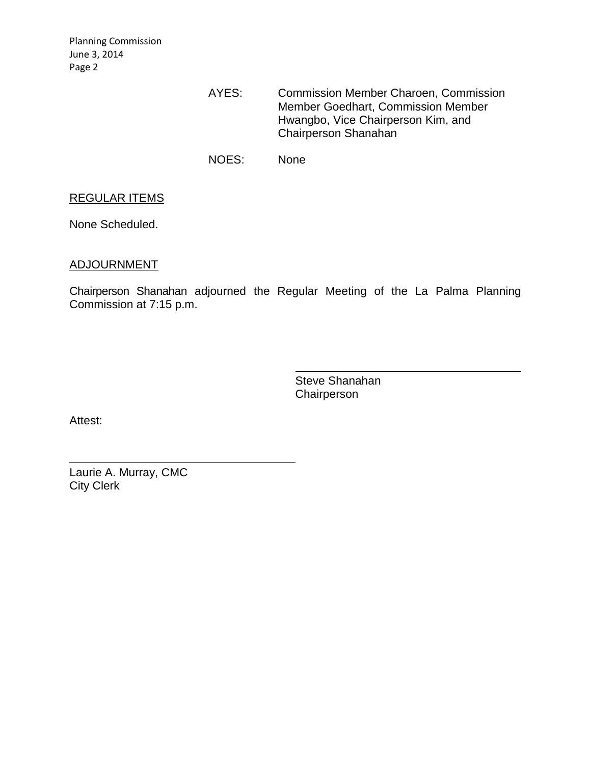AYES: Commission Member Charoen, Commission Member Goedhart, Commission Member Hwangbo, Vice Chairperson Kim, and Chairperson Shanahan

NOES: None

## REGULAR ITEMS

None Scheduled.

## ADJOURNMENT

Chairperson Shanahan adjourned the Regular Meeting of the La Palma Planning Commission at 7:15 p.m.

Steve Shanahan
Chairperson

Attest:

Laurie A. Murray, CMC
City Clerk